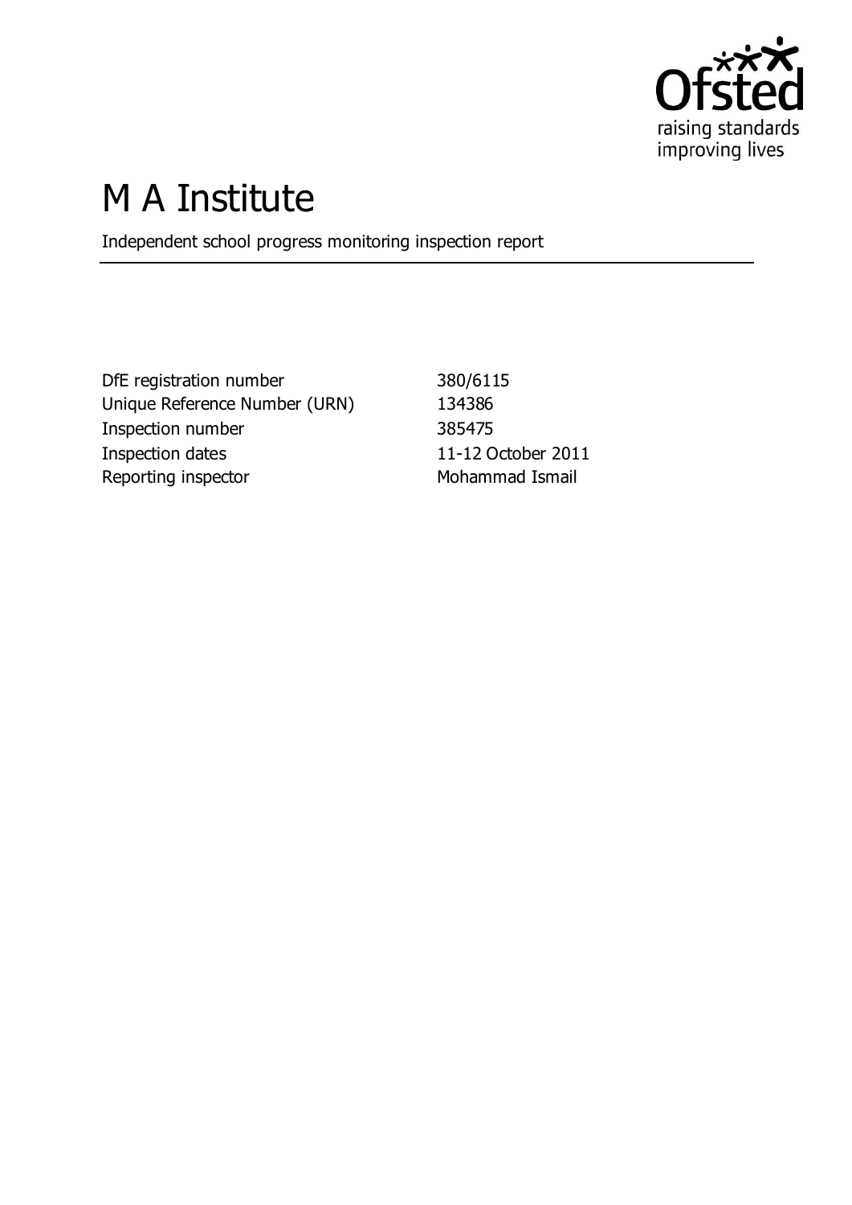# M A Institute

Independent school progress monitoring inspection report

| | |
|---|---|
| DfE registration number | 380/6115 |
| Unique Reference Number (URN) | 134386 |
| Inspection number | 385475 |
| Inspection dates | 11-12 October 2011 |
| Reporting inspector | Mohammad Ismail |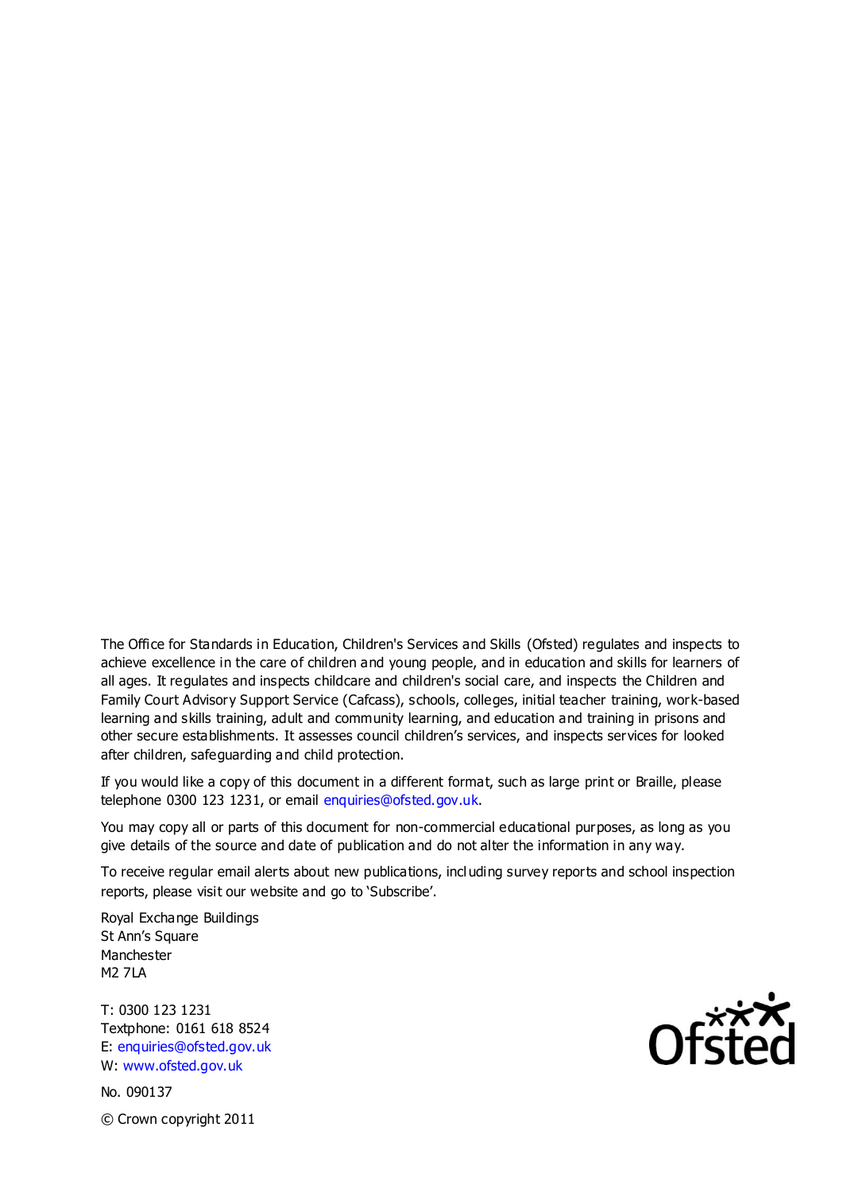The Office for Standards in Education, Children's Services and Skills (Ofsted) regulates and inspects to achieve excellence in the care of children and young people, and in education and skills for learners of all ages. It regulates and inspects childcare and children's social care, and inspects the Children and Family Court Advisory Support Service (Cafcass), schools, colleges, initial teacher training, work-based learning and skills training, adult and community learning, and education and training in prisons and other secure establishments. It assesses council children's services, and inspects services for looked after children, safeguarding and child protection.

If you would like a copy of this document in a different format, such as large print or Braille, please telephone 0300 123 1231, or email enquiries@ofsted.gov.uk.

You may copy all or parts of this document for non-commercial educational purposes, as long as you give details of the source and date of publication and do not alter the information in any way.

To receive regular email alerts about new publications, including survey reports and school inspection reports, please visit our website and go to 'Subscribe'.

Royal Exchange Buildings
St Ann's Square
Manchester
M2 7LA

T: 0300 123 1231
Textphone: 0161 618 8524
E: enquiries@ofsted.gov.uk
W: www.ofsted.gov.uk

No. 090137

© Crown copyright 2011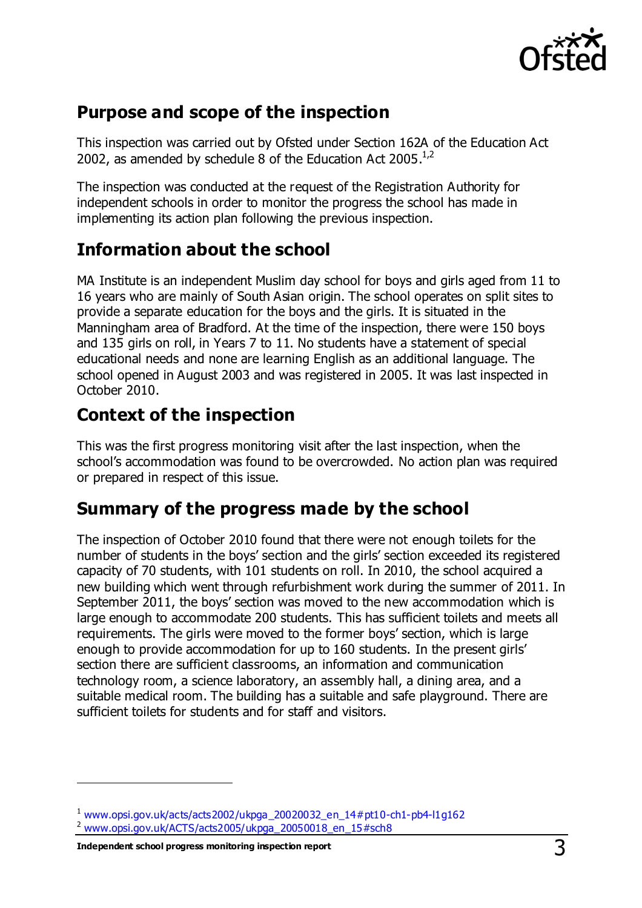## Purpose and scope of the inspection

This inspection was carried out by Ofsted under Section 162A of the Education Act 2002, as amended by schedule 8 of the Education Act 2005.[1,2]

The inspection was conducted at the request of the Registration Authority for independent schools in order to monitor the progress the school has made in implementing its action plan following the previous inspection.

## Information about the school

MA Institute is an independent Muslim day school for boys and girls aged from 11 to 16 years who are mainly of South Asian origin. The school operates on split sites to provide a separate education for the boys and the girls. It is situated in the Manningham area of Bradford. At the time of the inspection, there were 150 boys and 135 girls on roll, in Years 7 to 11. No students have a statement of special educational needs and none are learning English as an additional language. The school opened in August 2003 and was registered in 2005. It was last inspected in October 2010.

## Context of the inspection

This was the first progress monitoring visit after the last inspection, when the school's accommodation was found to be overcrowded. No action plan was required or prepared in respect of this issue.

## Summary of the progress made by the school

The inspection of October 2010 found that there were not enough toilets for the number of students in the boys' section and the girls' section exceeded its registered capacity of 70 students, with 101 students on roll. In 2010, the school acquired a new building which went through refurbishment work during the summer of 2011. In September 2011, the boys' section was moved to the new accommodation which is large enough to accommodate 200 students. This has sufficient toilets and meets all requirements. The girls were moved to the former boys' section, which is large enough to provide accommodation for up to 160 students. In the present girls' section there are sufficient classrooms, an information and communication technology room, a science laboratory, an assembly hall, a dining area, and a suitable medical room. The building has a suitable and safe playground. There are sufficient toilets for students and for staff and visitors.

---

[1] www.opsi.gov.uk/acts/acts2002/ukpga_20020032_en_14#pt10-ch1-pb4-l1g162
[2] www.opsi.gov.uk/ACTS/acts2005/ukpga_20050018_en_15#sch8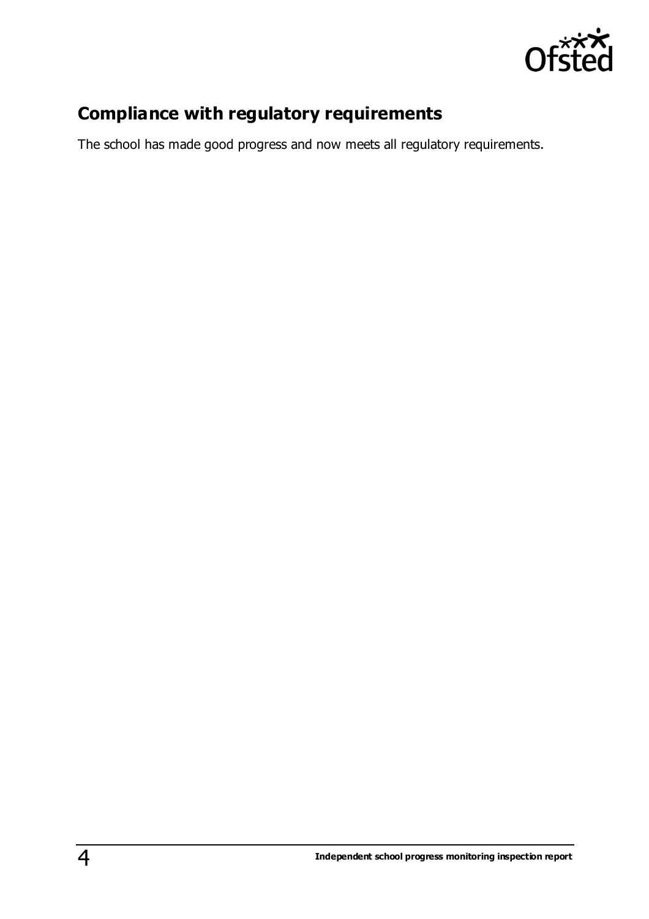## Compliance with regulatory requirements

The school has made good progress and now meets all regulatory requirements.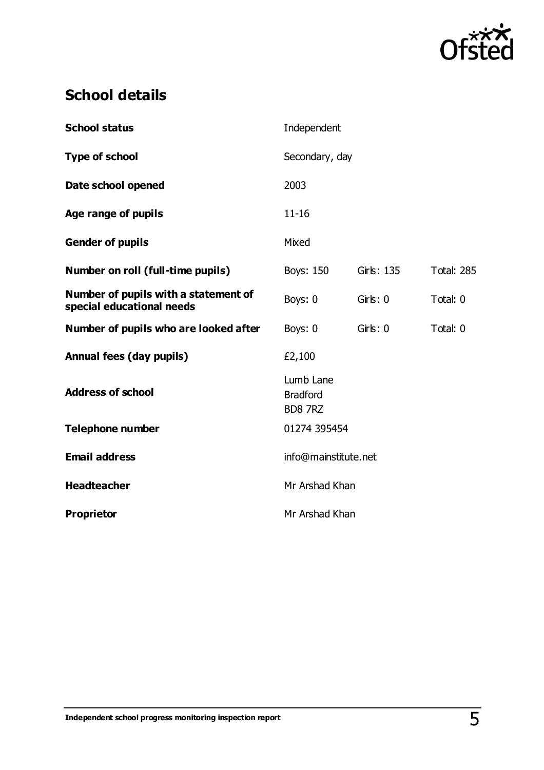## School details

| | | | |
|---|---|---|---|
| **School status** | Independent | | |
| **Type of school** | Secondary, day | | |
| **Date school opened** | 2003 | | |
| **Age range of pupils** | 11-16 | | |
| **Gender of pupils** | Mixed | | |
| **Number on roll (full-time pupils)** | Boys: 150 | Girls: 135 | Total: 285 |
| **Number of pupils with a statement of special educational needs** | Boys: 0 | Girls: 0 | Total: 0 |
| **Number of pupils who are looked after** | Boys: 0 | Girls: 0 | Total: 0 |
| **Annual fees (day pupils)** | £2,100 | | |
| **Address of school** | Lumb Lane<br>Bradford<br>BD8 7RZ | | |
| **Telephone number** | 01274 395454 | | |
| **Email address** | info@mainstitute.net | | |
| **Headteacher** | Mr Arshad Khan | | |
| **Proprietor** | Mr Arshad Khan | | |